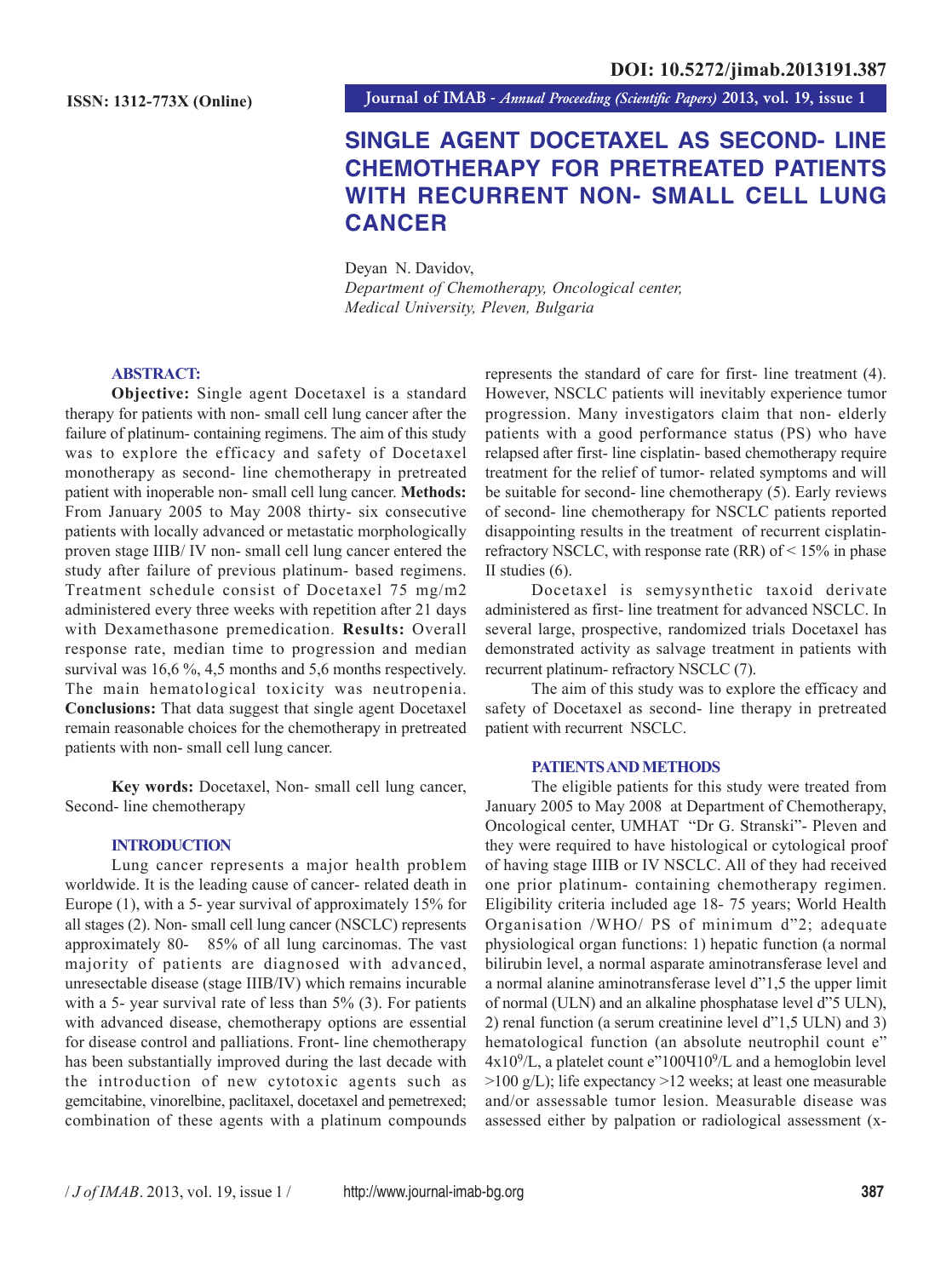DOI: 10.5272/jimab.2013191.387

ISSN: 1312-773X (Online)

# SINGLE AGENT DOCETAXEL AS SECOND- LINE CHEMOTHERAPY FOR PRETREATED PATIENTS WITH RECURRENT NON- SMALL CELL LUNG CANCER

Deyan N. Davidov,
*Department of Chemotherapy, Oncological center, Medical University, Pleven, Bulgaria*

## ABSTRACT:

**Objective:** Single agent Docetaxel is a standard therapy for patients with non- small cell lung cancer after the failure of platinum- containing regimens. The aim of this study was to explore the efficacy and safety of Docetaxel monotherapy as second- line chemotherapy in pretreated patient with inoperable non- small cell lung cancer. **Methods:** From January 2005 to May 2008 thirty- six consecutive patients with locally advanced or metastatic morphologically proven stage IIIB/ IV non- small cell lung cancer entered the study after failure of previous platinum- based regimens. Treatment schedule consist of Docetaxel 75 mg/m2 administered every three weeks with repetition after 21 days with Dexamethasone premedication. **Results:** Overall response rate, median time to progression and median survival was 16,6 %, 4,5 months and 5,6 months respectively. The main hematological toxicity was neutropenia. **Conclusions:** That data suggest that single agent Docetaxel remain reasonable choices for the chemotherapy in pretreated patients with non- small cell lung cancer.

**Key words:** Docetaxel, Non- small cell lung cancer, Second- line chemotherapy

## INTRODUCTION

Lung cancer represents a major health problem worldwide. It is the leading cause of cancer- related death in Europe (1), with a 5- year survival of approximately 15% for all stages (2). Non- small cell lung cancer (NSCLC) represents approximately 80- 85% of all lung carcinomas. The vast majority of patients are diagnosed with advanced, unresectable disease (stage IIIB/IV) which remains incurable with a 5- year survival rate of less than 5% (3). For patients with advanced disease, chemotherapy options are essential for disease control and palliations. Front- line chemotherapy has been substantially improved during the last decade with the introduction of new cytotoxic agents such as gemcitabine, vinorelbine, paclitaxel, docetaxel and pemetrexed; combination of these agents with a platinum compounds represents the standard of care for first- line treatment (4). However, NSCLC patients will inevitably experience tumor progression. Many investigators claim that non- elderly patients with a good performance status (PS) who have relapsed after first- line cisplatin- based chemotherapy require treatment for the relief of tumor- related symptoms and will be suitable for second- line chemotherapy (5). Early reviews of second- line chemotherapy for NSCLC patients reported disappointing results in the treatment of recurrent cisplatin-refractory NSCLC, with response rate (RR) of < 15% in phase II studies (6).

Docetaxel is semysynthetic taxoid derivate administered as first- line treatment for advanced NSCLC. In several large, prospective, randomized trials Docetaxel has demonstrated activity as salvage treatment in patients with recurrent platinum- refractory NSCLC (7).

The aim of this study was to explore the efficacy and safety of Docetaxel as second- line therapy in pretreated patient with recurrent NSCLC.

## PATIENTS AND METHODS

The eligible patients for this study were treated from January 2005 to May 2008 at Department of Chemotherapy, Oncological center, UMHAT "Dr G. Stranski"- Pleven and they were required to have histological or cytological proof of having stage IIIB or IV NSCLC. All of they had received one prior platinum- containing chemotherapy regimen. Eligibility criteria included age 18- 75 years; World Health Organisation /WHO/ PS of minimum ≤2; adequate physiological organ functions: 1) hepatic function (a normal bilirubin level, a normal asparate aminotransferase level and a normal alanine aminotransferase level ≤1,5 the upper limit of normal (ULN) and an alkaline phosphatase level ≤5 ULN), 2) renal function (a serum creatinine level ≤1,5 ULN) and 3) hematological function (an absolute neutrophil count ≥ $4x10^9$/L, a platelet count ≥$100x10^9$/L and a hemoglobin level >100 g/L); life expectancy >12 weeks; at least one measurable and/or assessable tumor lesion. Measurable disease was assessed either by palpation or radiological assessment (x-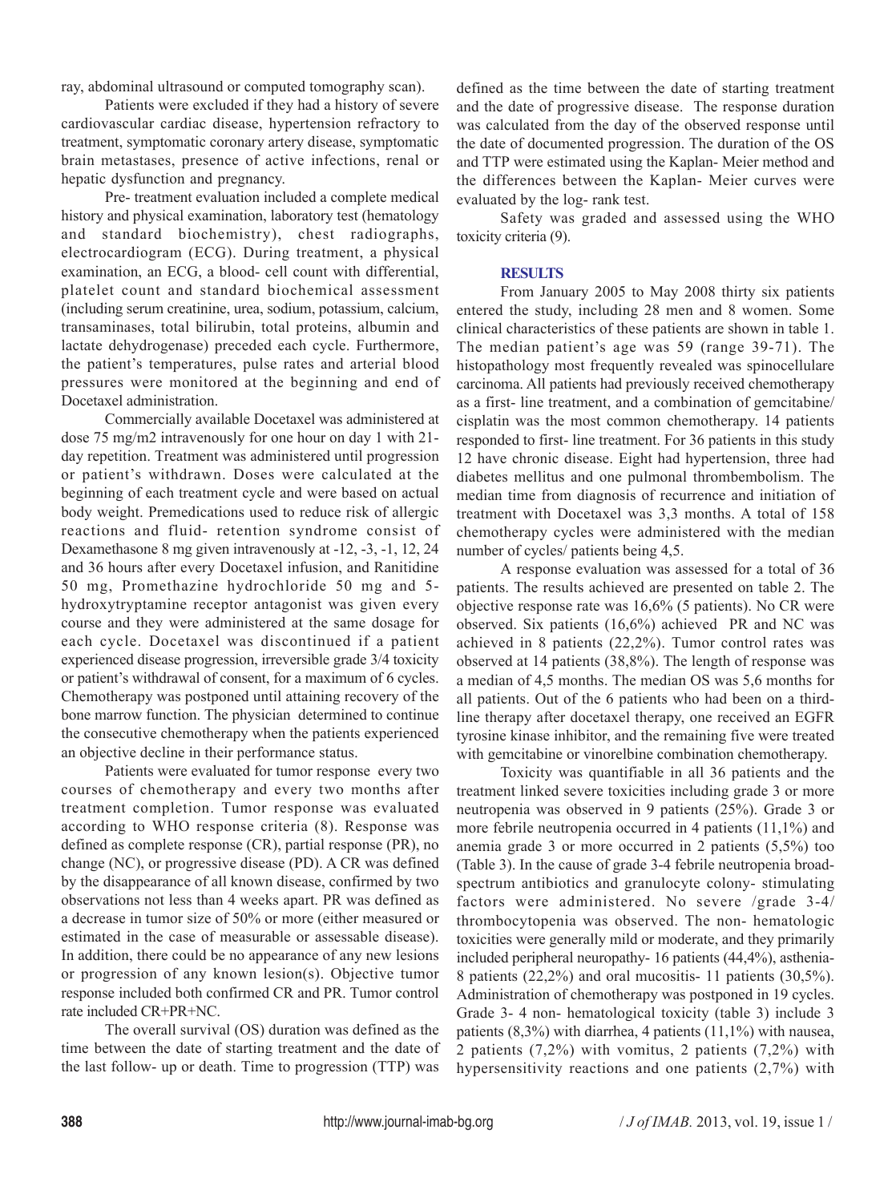ray, abdominal ultrasound or computed tomography scan).

Patients were excluded if they had a history of severe cardiovascular cardiac disease, hypertension refractory to treatment, symptomatic coronary artery disease, symptomatic brain metastases, presence of active infections, renal or hepatic dysfunction and pregnancy.

Pre- treatment evaluation included a complete medical history and physical examination, laboratory test (hematology and standard biochemistry), chest radiographs, electrocardiogram (ECG). During treatment, a physical examination, an ECG, a blood- cell count with differential, platelet count and standard biochemical assessment (including serum creatinine, urea, sodium, potassium, calcium, transaminases, total bilirubin, total proteins, albumin and lactate dehydrogenase) preceded each cycle. Furthermore, the patient's temperatures, pulse rates and arterial blood pressures were monitored at the beginning and end of Docetaxel administration.

Commercially available Docetaxel was administered at dose 75 mg/m2 intravenously for one hour on day 1 with 21-day repetition. Treatment was administered until progression or patient's withdrawn. Doses were calculated at the beginning of each treatment cycle and were based on actual body weight. Premedications used to reduce risk of allergic reactions and fluid- retention syndrome consist of Dexamethasone 8 mg given intravenously at -12, -3, -1, 12, 24 and 36 hours after every Docetaxel infusion, and Ranitidine 50 mg, Promethazine hydrochloride 50 mg and 5-hydroxytryptamine receptor antagonist was given every course and they were administered at the same dosage for each cycle. Docetaxel was discontinued if a patient experienced disease progression, irreversible grade 3/4 toxicity or patient's withdrawal of consent, for a maximum of 6 cycles. Chemotherapy was postponed until attaining recovery of the bone marrow function. The physician determined to continue the consecutive chemotherapy when the patients experienced an objective decline in their performance status.

Patients were evaluated for tumor response every two courses of chemotherapy and every two months after treatment completion. Tumor response was evaluated according to WHO response criteria (8). Response was defined as complete response (CR), partial response (PR), no change (NC), or progressive disease (PD). A CR was defined by the disappearance of all known disease, confirmed by two observations not less than 4 weeks apart. PR was defined as a decrease in tumor size of 50% or more (either measured or estimated in the case of measurable or assessable disease). In addition, there could be no appearance of any new lesions or progression of any known lesion(s). Objective tumor response included both confirmed CR and PR. Tumor control rate included CR+PR+NC.

The overall survival (OS) duration was defined as the time between the date of starting treatment and the date of the last follow- up or death. Time to progression (TTP) was defined as the time between the date of starting treatment and the date of progressive disease. The response duration was calculated from the day of the observed response until the date of documented progression. The duration of the OS and TTP were estimated using the Kaplan- Meier method and the differences between the Kaplan- Meier curves were evaluated by the log- rank test.

Safety was graded and assessed using the WHO toxicity criteria (9).

## RESULTS

From January 2005 to May 2008 thirty six patients entered the study, including 28 men and 8 women. Some clinical characteristics of these patients are shown in table 1. The median patient's age was 59 (range 39-71). The histopathology most frequently revealed was spinocellulare carcinoma. All patients had previously received chemotherapy as a first- line treatment, and a combination of gemcitabine/cisplatin was the most common chemotherapy. 14 patients responded to first- line treatment. For 36 patients in this study 12 have chronic disease. Eight had hypertension, three had diabetes mellitus and one pulmonal thrombembolism. The median time from diagnosis of recurrence and initiation of treatment with Docetaxel was 3,3 months. A total of 158 chemotherapy cycles were administered with the median number of cycles/ patients being 4,5.

A response evaluation was assessed for a total of 36 patients. The results achieved are presented on table 2. The objective response rate was 16,6% (5 patients). No CR were observed. Six patients (16,6%) achieved PR and NC was achieved in 8 patients (22,2%). Tumor control rates was observed at 14 patients (38,8%). The length of response was a median of 4,5 months. The median OS was 5,6 months for all patients. Out of the 6 patients who had been on a third-line therapy after docetaxel therapy, one received an EGFR tyrosine kinase inhibitor, and the remaining five were treated with gemcitabine or vinorelbine combination chemotherapy.

Toxicity was quantifiable in all 36 patients and the treatment linked severe toxicities including grade 3 or more neutropenia was observed in 9 patients (25%). Grade 3 or more febrile neutropenia occurred in 4 patients (11,1%) and anemia grade 3 or more occurred in 2 patients (5,5%) too (Table 3). In the cause of grade 3-4 febrile neutropenia broad-spectrum antibiotics and granulocyte colony- stimulating factors were administered. No severe /grade 3-4/ thrombocytopenia was observed. The non- hematologic toxicities were generally mild or moderate, and they primarily included peripheral neuropathy- 16 patients (44,4%), asthenia- 8 patients (22,2%) and oral mucositis- 11 patients (30,5%). Administration of chemotherapy was postponed in 19 cycles. Grade 3- 4 non- hematological toxicity (table 3) include 3 patients (8,3%) with diarrhea, 4 patients (11,1%) with nausea, 2 patients (7,2%) with vomitus, 2 patients (7,2%) with hypersensitivity reactions and one patients (2,7%) with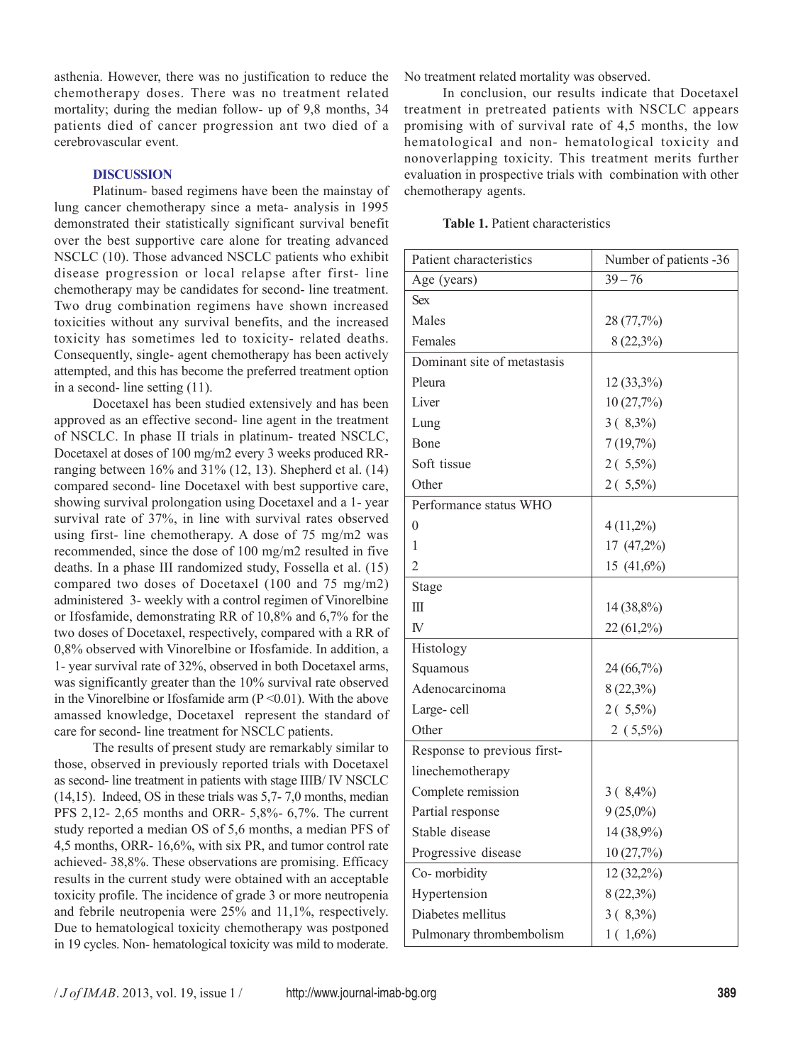asthenia. However, there was no justification to reduce the chemotherapy doses. There was no treatment related mortality; during the median follow- up of 9,8 months, 34 patients died of cancer progression ant two died of a cerebrovascular event.

## DISCUSSION

Platinum- based regimens have been the mainstay of lung cancer chemotherapy since a meta- analysis in 1995 demonstrated their statistically significant survival benefit over the best supportive care alone for treating advanced NSCLC (10). Those advanced NSCLC patients who exhibit disease progression or local relapse after first- line chemotherapy may be candidates for second- line treatment. Two drug combination regimens have shown increased toxicities without any survival benefits, and the increased toxicity has sometimes led to toxicity- related deaths. Consequently, single- agent chemotherapy has been actively attempted, and this has become the preferred treatment option in a second- line setting (11).

Docetaxel has been studied extensively and has been approved as an effective second- line agent in the treatment of NSCLC. In phase II trials in platinum- treated NSCLC, Docetaxel at doses of 100 mg/m2 every 3 weeks produced RR- ranging between 16% and 31% (12, 13). Shepherd et al. (14) compared second- line Docetaxel with best supportive care, showing survival prolongation using Docetaxel and a 1- year survival rate of 37%, in line with survival rates observed using first- line chemotherapy. A dose of 75 mg/m2 was recommended, since the dose of 100 mg/m2 resulted in five deaths. In a phase III randomized study, Fossella et al. (15) compared two doses of Docetaxel (100 and 75 mg/m2) administered 3- weekly with a control regimen of Vinorelbine or Ifosfamide, demonstrating RR of 10,8% and 6,7% for the two doses of Docetaxel, respectively, compared with a RR of 0,8% observed with Vinorelbine or Ifosfamide. In addition, a 1- year survival rate of 32%, observed in both Docetaxel arms, was significantly greater than the 10% survival rate observed in the Vinorelbine or Ifosfamide arm (P <0.01). With the above amassed knowledge, Docetaxel represent the standard of care for second- line treatment for NSCLC patients.

The results of present study are remarkably similar to those, observed in previously reported trials with Docetaxel as second- line treatment in patients with stage IIIB/ IV NSCLC (14,15). Indeed, OS in these trials was 5,7- 7,0 months, median PFS 2,12- 2,65 months and ORR- 5,8%- 6,7%. The current study reported a median OS of 5,6 months, a median PFS of 4,5 months, ORR- 16,6%, with six PR, and tumor control rate achieved- 38,8%. These observations are promising. Efficacy results in the current study were obtained with an acceptable toxicity profile. The incidence of grade 3 or more neutropenia and febrile neutropenia were 25% and 11,1%, respectively. Due to hematological toxicity chemotherapy was postponed in 19 cycles. Non- hematological toxicity was mild to moderate. No treatment related mortality was observed.

In conclusion, our results indicate that Docetaxel treatment in pretreated patients with NSCLC appears promising with of survival rate of 4,5 months, the low hematological and non- hematological toxicity and nonoverlapping toxicity. This treatment merits further evaluation in prospective trials with combination with other chemotherapy agents.

**Table 1.** Patient characteristics

| Patient characteristics | Number of patients -36 |
|---|---|
| Age (years) | 39 – 76 |
| Sex | |
| Males | 28 (77,7%) |
| Females | 8 (22,3%) |
| Dominant site of metastasis | |
| Pleura | 12 (33,3%) |
| Liver | 10 (27,7%) |
| Lung | 3 ( 8,3%) |
| Bone | 7 (19,7%) |
| Soft tissue | 2 ( 5,5%) |
| Other | 2 ( 5,5%) |
| Performance status WHO | |
| 0 | 4 (11,2%) |
| 1 | 17 (47,2%) |
| 2 | 15 (41,6%) |
| Stage | |
| III | 14 (38,8%) |
| IV | 22 (61,2%) |
| Histology | |
| Squamous | 24 (66,7%) |
| Adenocarcinoma | 8 (22,3%) |
| Large- cell | 2 ( 5,5%) |
| Other | 2 ( 5,5%) |
| Response to previous first-linechemotherapy | |
| Complete remission | 3 ( 8,4%) |
| Partial response | 9 (25,0%) |
| Stable disease | 14 (38,9%) |
| Progressive disease | 10 (27,7%) |
| Co- morbidity | 12 (32,2%) |
| Hypertension | 8 (22,3%) |
| Diabetes mellitus | 3 ( 8,3%) |
| Pulmonary thromboembolism | 1 ( 1,6%) |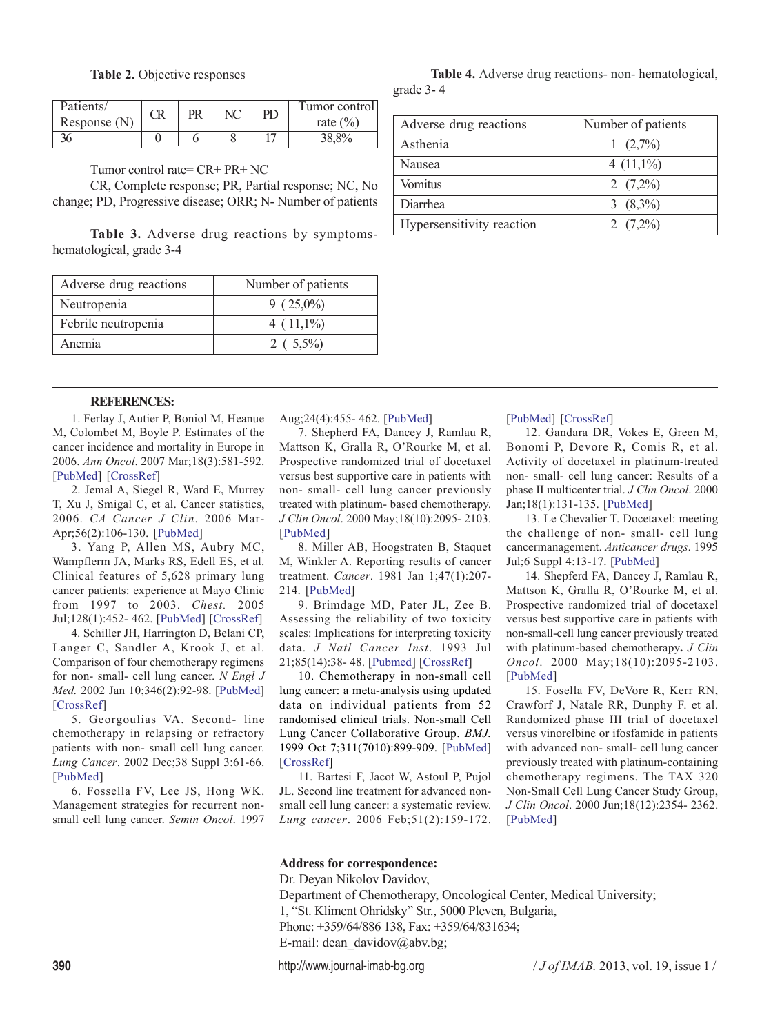**Table 2.** Objective responses

| Patients/ Response (N) | CR | PR | NC | PD | Tumor control rate (%) |
|---|---|---|---|---|---|
| 36 | 0 | 6 | 8 | 17 | 38,8% |

Tumor control rate= CR+ PR+ NC

CR, Complete response; PR, Partial response; NC, No change; PD, Progressive disease; ORR; N- Number of patients

**Table 3.** Adverse drug reactions by symptoms- hematological, grade 3-4

| Adverse drug reactions | Number of patients |
|---|---|
| Neutropenia | 9 ( 25,0%) |
| Febrile neutropenia | 4 ( 11,1%) |
| Anemia | 2 ( 5,5%) |

**Table 4.** Adverse drug reactions- non- hematological, grade 3- 4

| Adverse drug reactions | Number of patients |
|---|---|
| Asthenia | 1 (2,7%) |
| Nausea | 4 (11,1%) |
| Vomitus | 2 (7,2%) |
| Diarrhea | 3 (8,3%) |
| Hypersensitivity reaction | 2 (7,2%) |

## REFERENCES:

1. Ferlay J, Autier P, Boniol M, Heanue M, Colombet M, Boyle P. Estimates of the cancer incidence and mortality in Europe in 2006. *Ann Oncol*. 2007 Mar;18(3):581-592. [PubMed] [CrossRef]
2. Jemal A, Siegel R, Ward E, Murrey T, Xu J, Smigal C, et al. Cancer statistics, 2006. *CA Cancer J Clin*. 2006 Mar-Apr;56(2):106-130. [PubMed]
3. Yang P, Allen MS, Aubry MC, Wampflerm JA, Marks RS, Edell ES, et al. Clinical features of 5,628 primary lung cancer patients: experience at Mayo Clinic from 1997 to 2003. *Chest.* 2005 Jul;128(1):452- 462. [PubMed] [CrossRef]
4. Schiller JH, Harrington D, Belani CP, Langer C, Sandler A, Krook J, et al. Comparison of four chemotherapy regimens for non- small- cell lung cancer. *N Engl J Med.* 2002 Jan 10;346(2):92-98. [PubMed] [CrossRef]
5. Georgoulias VA. Second- line chemotherapy in relapsing or refractory patients with non- small cell lung cancer. *Lung Cancer*. 2002 Dec;38 Suppl 3:61-66. [PubMed]
6. Fossella FV, Lee JS, Hong WK. Management strategies for recurrent non-small cell lung cancer. *Semin Oncol*. 1997 Aug;24(4):455- 462. [PubMed]
7. Shepherd FA, Dancey J, Ramlau R, Mattson K, Gralla R, O'Rourke M, et al. Prospective randomized trial of docetaxel versus best supportive care in patients with non- small- cell lung cancer previously treated with platinum- based chemotherapy. *J Clin Oncol*. 2000 May;18(10):2095- 2103. [PubMed]
8. Miller AB, Hoogstraten B, Staquet M, Winkler A. Reporting results of cancer treatment. *Cancer*. 1981 Jan 1;47(1):207-214. [PubMed]
9. Brimdage MD, Pater JL, Zee B. Assessing the reliability of two toxicity scales: Implications for interpreting toxicity data. *J Natl Cancer Inst*. 1993 Jul 21;85(14):38- 48. [Pubmed] [CrossRef]
10. Chemotherapy in non-small cell lung cancer: a meta-analysis using updated data on individual patients from 52 randomised clinical trials. Non-small Cell Lung Cancer Collaborative Group. *BMJ.* 1999 Oct 7;311(7010):899-909. [PubMed] [CrossRef]
11. Bartesi F, Jacot W, Astoul P, Pujol JL. Second line treatment for advanced non-small cell lung cancer: a systematic review. *Lung cancer*. 2006 Feb;51(2):159-172. [PubMed] [CrossRef]
12. Gandara DR, Vokes E, Green M, Bonomi P, Devore R, Comis R, et al. Activity of docetaxel in platinum-treated non- small- cell lung cancer: Results of a phase II multicenter trial. *J Clin Oncol*. 2000 Jan;18(1):131-135. [PubMed]
13. Le Chevalier T. Docetaxel: meeting the challenge of non- small- cell lung cancermanagement. *Anticancer drugs.* 1995 Jul;6 Suppl 4:13-17. [PubMed]
14. Shepferd FA, Dancey J, Ramlau R, Mattson K, Gralla R, O'Rourke M, et al. Prospective randomized trial of docetaxel versus best supportive care in patients with non-small-cell lung cancer previously treated with platinum-based chemotherapy**.** *J Clin Oncol*. 2000 May;18(10):2095-2103. [PubMed]
15. Fosella FV, DeVore R, Kerr RN, Crawforf J, Natale RR, Dunphy F. et al. Randomized phase III trial of docetaxel versus vinorelbine or ifosfamide in patients with advanced non- small- cell lung cancer previously treated with platinum-containing chemotherapy regimens. The TAX 320 Non-Small Cell Lung Cancer Study Group, *J Clin Oncol*. 2000 Jun;18(12):2354- 2362. [PubMed]

**Address for correspondence:**

Dr. Deyan Nikolov Davidov,
Department of Chemotherapy, Oncological Center, Medical University;
1, "St. Kliment Ohridsky" Str., 5000 Pleven, Bulgaria,
Phone: +359/64/886 138, Fax: +359/64/831634;
E-mail: dean_davidov@abv.bg;